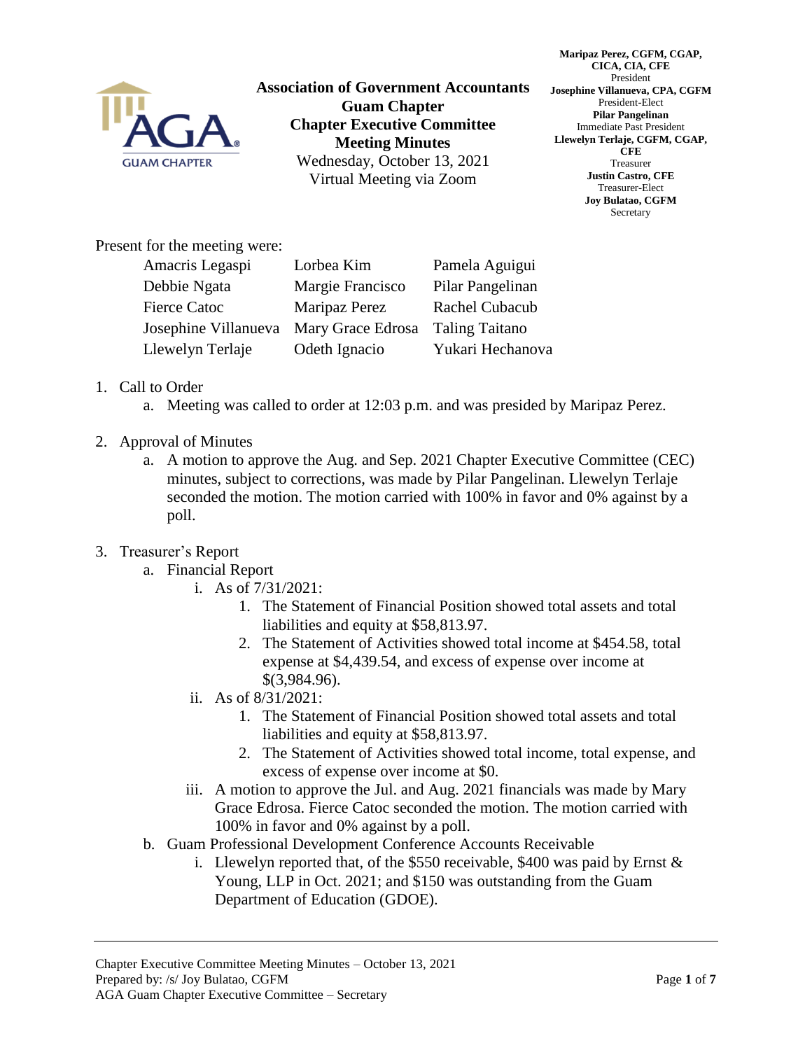**Association of Government Accountants**
**Guam Chapter**
**Chapter Executive Committee**
**Meeting Minutes**
Wednesday, October 13, 2021
Virtual Meeting via Zoom

**Maripaz Perez, CGFM, CGAP, CICA, CIA, CFE**
President
**Josephine Villanueva, CPA, CGFM**
President-Elect
**Pilar Pangelinan**
Immediate Past President
**Llewelyn Terlaje, CGFM, CGAP, CFE**
Treasurer
**Justin Castro, CFE**
Treasurer-Elect
**Joy Bulatao, CGFM**
Secretary

Present for the meeting were:

| | | |
|---|---|---|
| Amacris Legaspi | Lorbea Kim | Pamela Aguigui |
| Debbie Ngata | Margie Francisco | Pilar Pangelinan |
| Fierce Catoc | Maripaz Perez | Rachel Cubacub |
| Josephine Villanueva | Mary Grace Edrosa | Taling Taitano |
| Llewelyn Terlaje | Odeth Ignacio | Yukari Hechanova |

1. Call to Order
   a. Meeting was called to order at 12:03 p.m. and was presided by Maripaz Perez.

2. Approval of Minutes
   a. A motion to approve the Aug. and Sep. 2021 Chapter Executive Committee (CEC) minutes, subject to corrections, was made by Pilar Pangelinan. Llewelyn Terlaje seconded the motion. The motion carried with 100% in favor and 0% against by a poll.

3. Treasurer's Report
   a. Financial Report
      i. As of 7/31/2021:
         1. The Statement of Financial Position showed total assets and total liabilities and equity at $58,813.97.
         2. The Statement of Activities showed total income at $454.58, total expense at $4,439.54, and excess of expense over income at $(3,984.96).
      ii. As of 8/31/2021:
         1. The Statement of Financial Position showed total assets and total liabilities and equity at $58,813.97.
         2. The Statement of Activities showed total income, total expense, and excess of expense over income at $0.
      iii. A motion to approve the Jul. and Aug. 2021 financials was made by Mary Grace Edrosa. Fierce Catoc seconded the motion. The motion carried with 100% in favor and 0% against by a poll.
   b. Guam Professional Development Conference Accounts Receivable
      i. Llewelyn reported that, of the $550 receivable, $400 was paid by Ernst & Young, LLP in Oct. 2021; and $150 was outstanding from the Guam Department of Education (GDOE).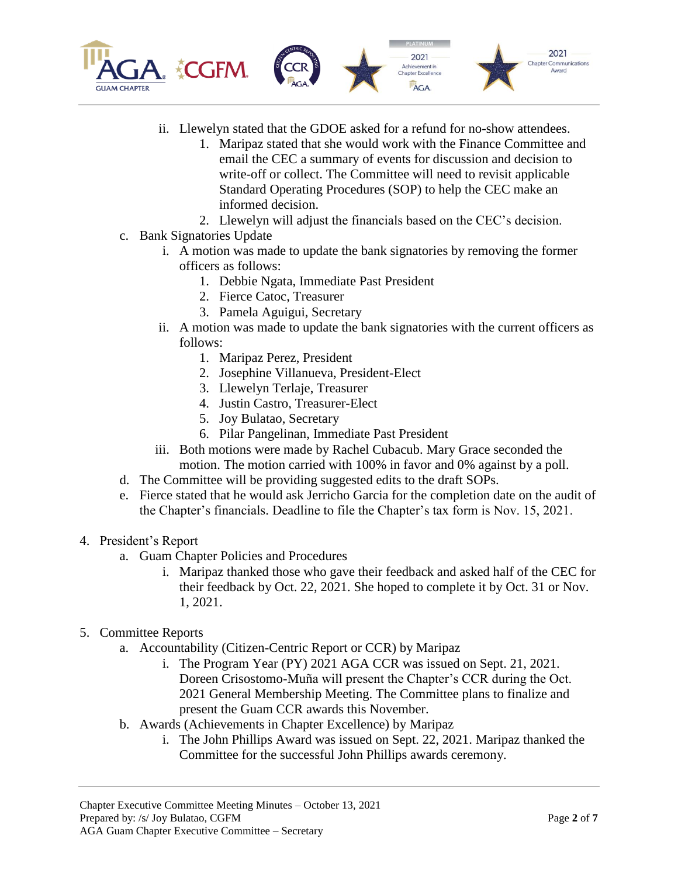ii. Llewelyn stated that the GDOE asked for a refund for no-show attendees.
      1. Maripaz stated that she would work with the Finance Committee and email the CEC a summary of events for discussion and decision to write-off or collect. The Committee will need to revisit applicable Standard Operating Procedures (SOP) to help the CEC make an informed decision.
      2. Llewelyn will adjust the financials based on the CEC's decision.

c. Bank Signatories Update
   i. A motion was made to update the bank signatories by removing the former officers as follows:
      1. Debbie Ngata, Immediate Past President
      2. Fierce Catoc, Treasurer
      3. Pamela Aguigui, Secretary
   ii. A motion was made to update the bank signatories with the current officers as follows:
      1. Maripaz Perez, President
      2. Josephine Villanueva, President-Elect
      3. Llewelyn Terlaje, Treasurer
      4. Justin Castro, Treasurer-Elect
      5. Joy Bulatao, Secretary
      6. Pilar Pangelinan, Immediate Past President
   iii. Both motions were made by Rachel Cubacub. Mary Grace seconded the motion. The motion carried with 100% in favor and 0% against by a poll.

d. The Committee will be providing suggested edits to the draft SOPs.

e. Fierce stated that he would ask Jerricho Garcia for the completion date on the audit of the Chapter's financials. Deadline to file the Chapter's tax form is Nov. 15, 2021.

4. President's Report
   a. Guam Chapter Policies and Procedures
      i. Maripaz thanked those who gave their feedback and asked half of the CEC for their feedback by Oct. 22, 2021. She hoped to complete it by Oct. 31 or Nov. 1, 2021.

5. Committee Reports
   a. Accountability (Citizen-Centric Report or CCR) by Maripaz
      i. The Program Year (PY) 2021 AGA CCR was issued on Sept. 21, 2021. Doreen Crisostomo-Muña will present the Chapter's CCR during the Oct. 2021 General Membership Meeting. The Committee plans to finalize and present the Guam CCR awards this November.
   b. Awards (Achievements in Chapter Excellence) by Maripaz
      i. The John Phillips Award was issued on Sept. 22, 2021. Maripaz thanked the Committee for the successful John Phillips awards ceremony.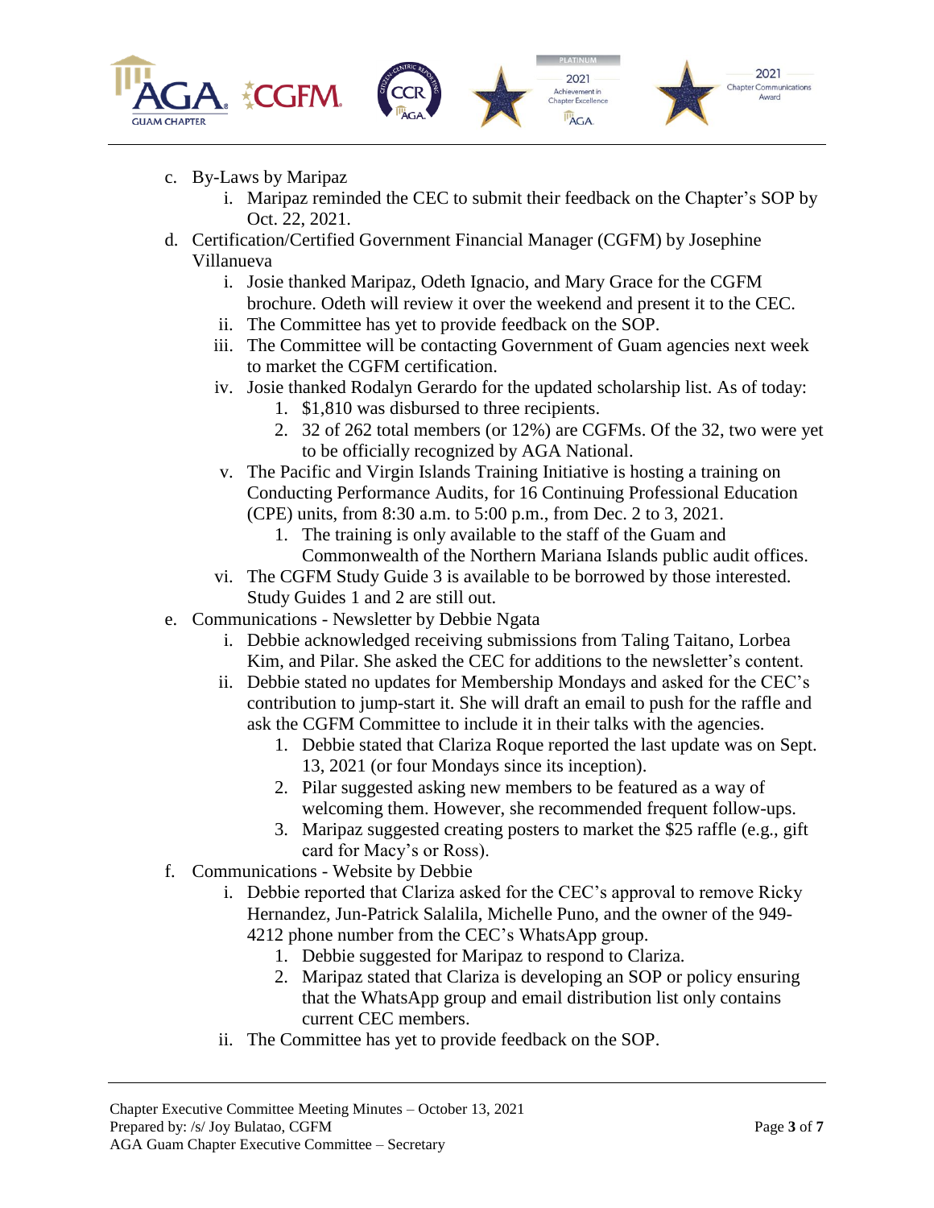c. By-Laws by Maripaz
    i. Maripaz reminded the CEC to submit their feedback on the Chapter's SOP by Oct. 22, 2021.

d. Certification/Certified Government Financial Manager (CGFM) by Josephine Villanueva
    i. Josie thanked Maripaz, Odeth Ignacio, and Mary Grace for the CGFM brochure. Odeth will review it over the weekend and present it to the CEC.
    ii. The Committee has yet to provide feedback on the SOP.
    iii. The Committee will be contacting Government of Guam agencies next week to market the CGFM certification.
    iv. Josie thanked Rodalyn Gerardo for the updated scholarship list. As of today:
        1. $1,810 was disbursed to three recipients.
        2. 32 of 262 total members (or 12%) are CGFMs. Of the 32, two were yet to be officially recognized by AGA National.
    v. The Pacific and Virgin Islands Training Initiative is hosting a training on Conducting Performance Audits, for 16 Continuing Professional Education (CPE) units, from 8:30 a.m. to 5:00 p.m., from Dec. 2 to 3, 2021.
        1. The training is only available to the staff of the Guam and Commonwealth of the Northern Mariana Islands public audit offices.
    vi. The CGFM Study Guide 3 is available to be borrowed by those interested. Study Guides 1 and 2 are still out.

e. Communications - Newsletter by Debbie Ngata
    i. Debbie acknowledged receiving submissions from Taling Taitano, Lorbea Kim, and Pilar. She asked the CEC for additions to the newsletter's content.
    ii. Debbie stated no updates for Membership Mondays and asked for the CEC's contribution to jump-start it. She will draft an email to push for the raffle and ask the CGFM Committee to include it in their talks with the agencies.
        1. Debbie stated that Clariza Roque reported the last update was on Sept. 13, 2021 (or four Mondays since its inception).
        2. Pilar suggested asking new members to be featured as a way of welcoming them. However, she recommended frequent follow-ups.
        3. Maripaz suggested creating posters to market the $25 raffle (e.g., gift card for Macy's or Ross).

f. Communications - Website by Debbie
    i. Debbie reported that Clariza asked for the CEC's approval to remove Ricky Hernandez, Jun-Patrick Salalila, Michelle Puno, and the owner of the 949-4212 phone number from the CEC's WhatsApp group.
        1. Debbie suggested for Maripaz to respond to Clariza.
        2. Maripaz stated that Clariza is developing an SOP or policy ensuring that the WhatsApp group and email distribution list only contains current CEC members.
    ii. The Committee has yet to provide feedback on the SOP.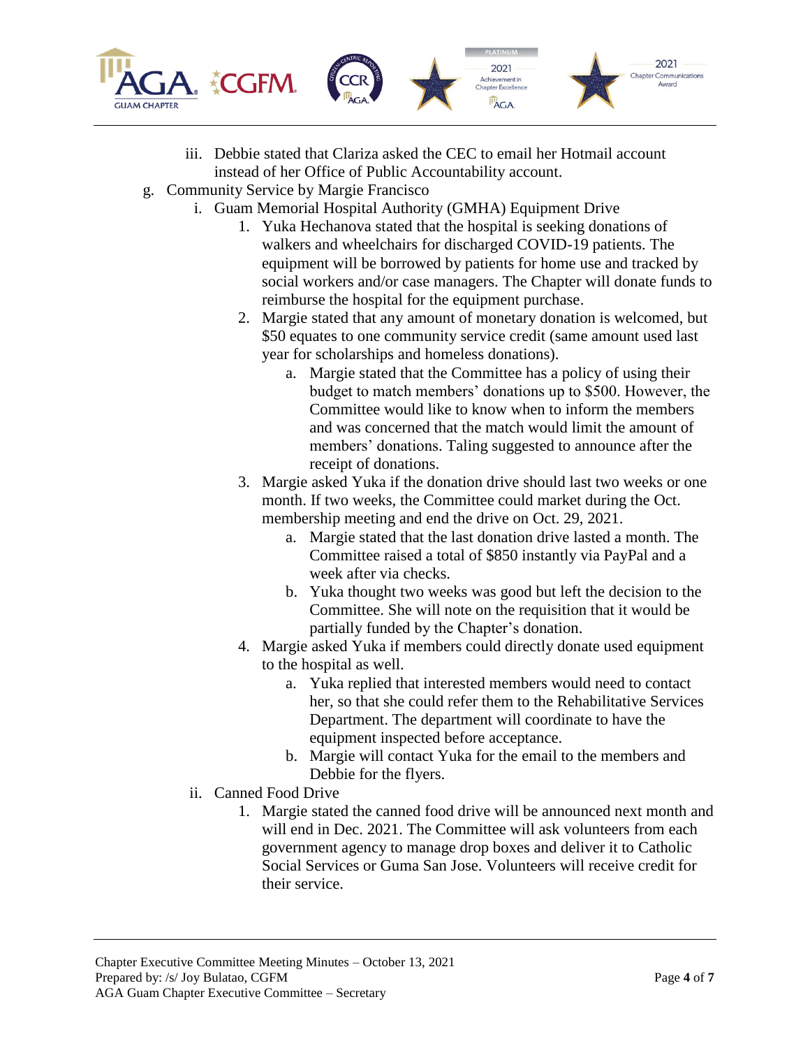iii. Debbie stated that Clariza asked the CEC to email her Hotmail account instead of her Office of Public Accountability account.

g. Community Service by Margie Francisco

   i. Guam Memorial Hospital Authority (GMHA) Equipment Drive

      1. Yuka Hechanova stated that the hospital is seeking donations of walkers and wheelchairs for discharged COVID-19 patients. The equipment will be borrowed by patients for home use and tracked by social workers and/or case managers. The Chapter will donate funds to reimburse the hospital for the equipment purchase.
      2. Margie stated that any amount of monetary donation is welcomed, but $50 equates to one community service credit (same amount used last year for scholarships and homeless donations).
         a. Margie stated that the Committee has a policy of using their budget to match members' donations up to $500. However, the Committee would like to know when to inform the members and was concerned that the match would limit the amount of members' donations. Taling suggested to announce after the receipt of donations.
      3. Margie asked Yuka if the donation drive should last two weeks or one month. If two weeks, the Committee could market during the Oct. membership meeting and end the drive on Oct. 29, 2021.
         a. Margie stated that the last donation drive lasted a month. The Committee raised a total of $850 instantly via PayPal and a week after via checks.
         b. Yuka thought two weeks was good but left the decision to the Committee. She will note on the requisition that it would be partially funded by the Chapter's donation.
      4. Margie asked Yuka if members could directly donate used equipment to the hospital as well.
         a. Yuka replied that interested members would need to contact her, so that she could refer them to the Rehabilitative Services Department. The department will coordinate to have the equipment inspected before acceptance.
         b. Margie will contact Yuka for the email to the members and Debbie for the flyers.

   ii. Canned Food Drive

      1. Margie stated the canned food drive will be announced next month and will end in Dec. 2021. The Committee will ask volunteers from each government agency to manage drop boxes and deliver it to Catholic Social Services or Guma San Jose. Volunteers will receive credit for their service.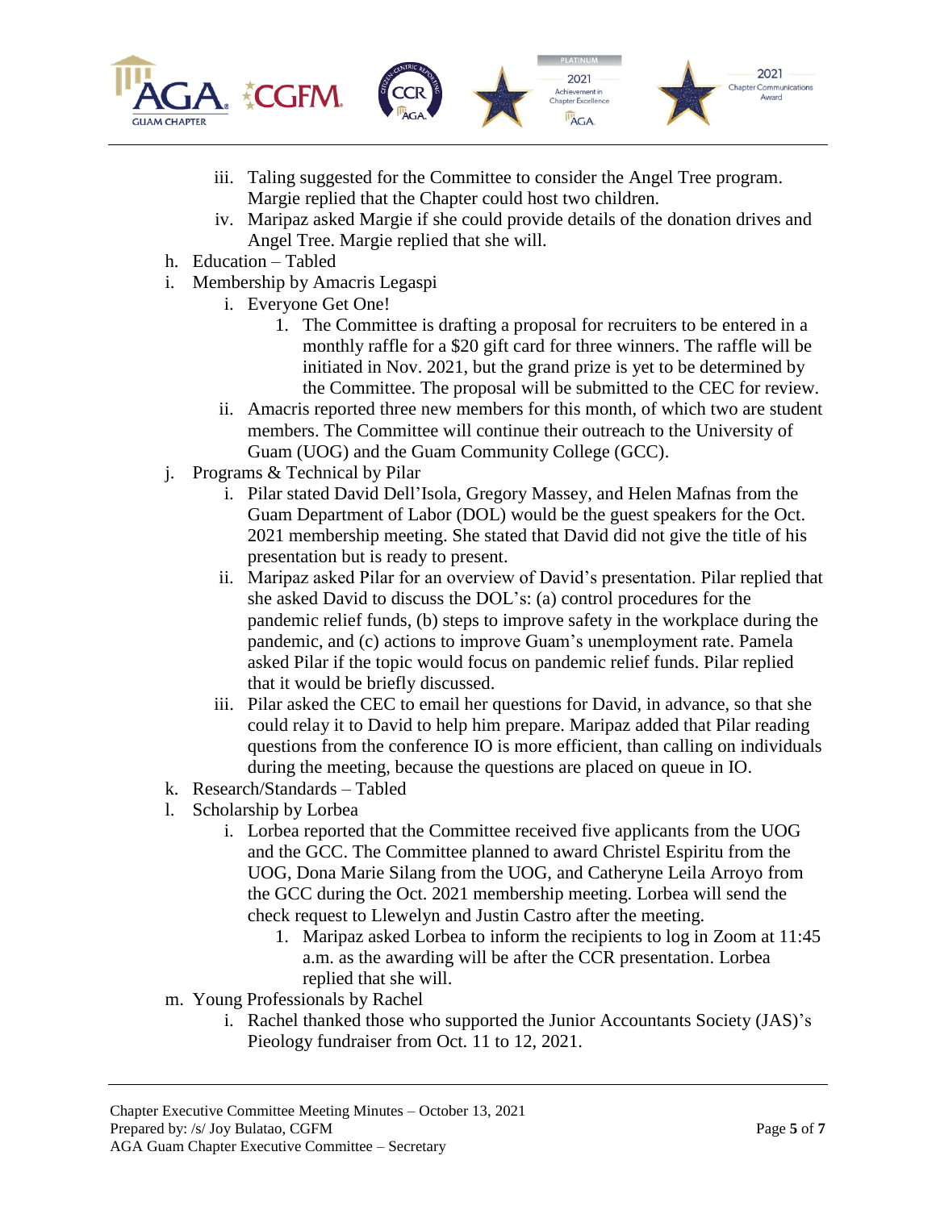iii. Taling suggested for the Committee to consider the Angel Tree program. Margie replied that the Chapter could host two children.
   iv. Maripaz asked Margie if she could provide details of the donation drives and Angel Tree. Margie replied that she will.

h. Education – Tabled

i. Membership by Amacris Legaspi
   i. Everyone Get One!
      1. The Committee is drafting a proposal for recruiters to be entered in a monthly raffle for a $20 gift card for three winners. The raffle will be initiated in Nov. 2021, but the grand prize is yet to be determined by the Committee. The proposal will be submitted to the CEC for review.
   ii. Amacris reported three new members for this month, of which two are student members. The Committee will continue their outreach to the University of Guam (UOG) and the Guam Community College (GCC).

j. Programs & Technical by Pilar
   i. Pilar stated David Dell'Isola, Gregory Massey, and Helen Mafnas from the Guam Department of Labor (DOL) would be the guest speakers for the Oct. 2021 membership meeting. She stated that David did not give the title of his presentation but is ready to present.
   ii. Maripaz asked Pilar for an overview of David's presentation. Pilar replied that she asked David to discuss the DOL's: (a) control procedures for the pandemic relief funds, (b) steps to improve safety in the workplace during the pandemic, and (c) actions to improve Guam's unemployment rate. Pamela asked Pilar if the topic would focus on pandemic relief funds. Pilar replied that it would be briefly discussed.
   iii. Pilar asked the CEC to email her questions for David, in advance, so that she could relay it to David to help him prepare. Maripaz added that Pilar reading questions from the conference IO is more efficient, than calling on individuals during the meeting, because the questions are placed on queue in IO.

k. Research/Standards – Tabled

l. Scholarship by Lorbea
   i. Lorbea reported that the Committee received five applicants from the UOG and the GCC. The Committee planned to award Christel Espiritu from the UOG, Dona Marie Silang from the UOG, and Catheryne Leila Arroyo from the GCC during the Oct. 2021 membership meeting. Lorbea will send the check request to Llewelyn and Justin Castro after the meeting.
      1. Maripaz asked Lorbea to inform the recipients to log in Zoom at 11:45 a.m. as the awarding will be after the CCR presentation. Lorbea replied that she will.

m. Young Professionals by Rachel
   i. Rachel thanked those who supported the Junior Accountants Society (JAS)'s Pieology fundraiser from Oct. 11 to 12, 2021.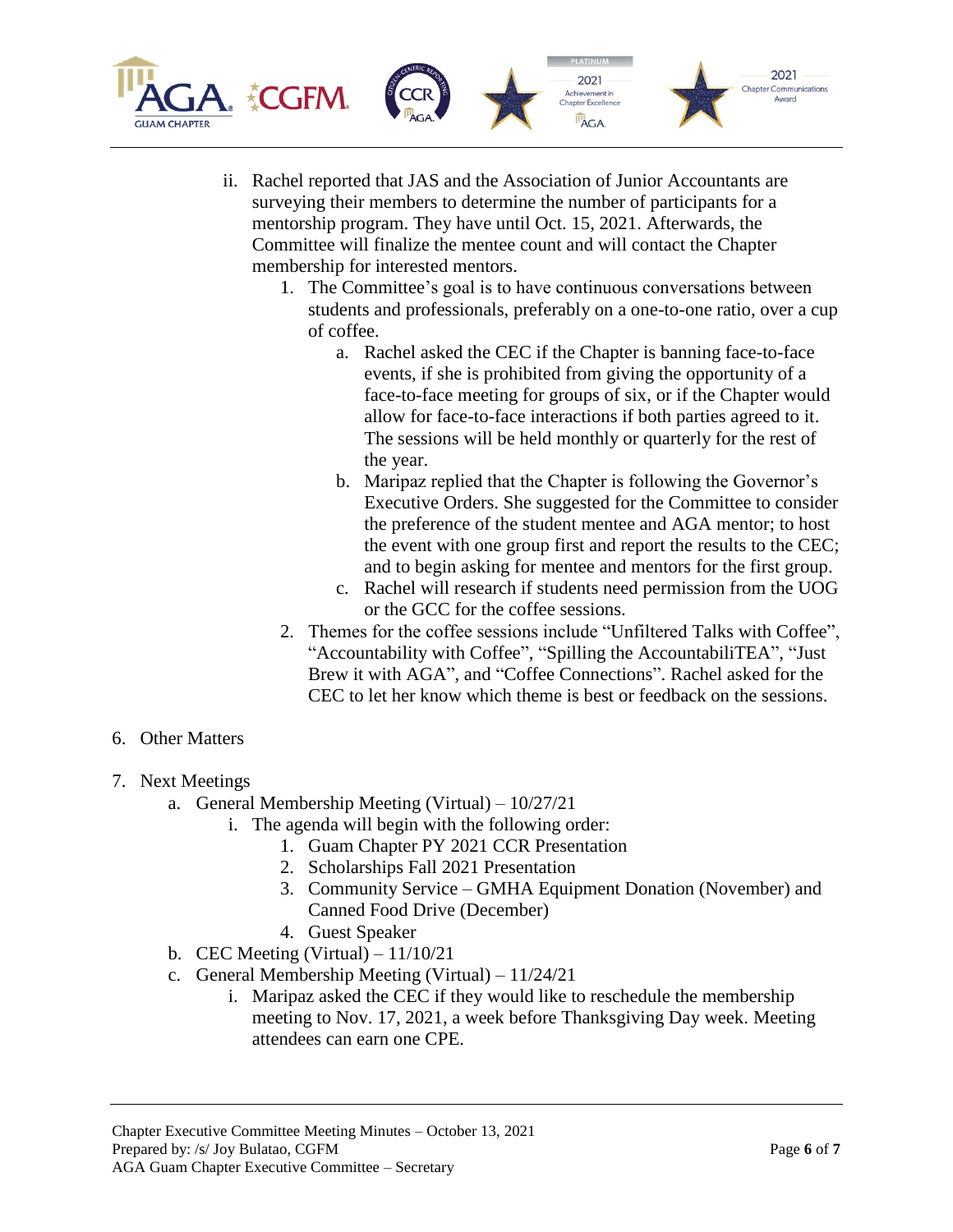ii. Rachel reported that JAS and the Association of Junior Accountants are surveying their members to determine the number of participants for a mentorship program. They have until Oct. 15, 2021. Afterwards, the Committee will finalize the mentee count and will contact the Chapter membership for interested mentors.
      1. The Committee's goal is to have continuous conversations between students and professionals, preferably on a one-to-one ratio, over a cup of coffee.
         a. Rachel asked the CEC if the Chapter is banning face-to-face events, if she is prohibited from giving the opportunity of a face-to-face meeting for groups of six, or if the Chapter would allow for face-to-face interactions if both parties agreed to it. The sessions will be held monthly or quarterly for the rest of the year.
         b. Maripaz replied that the Chapter is following the Governor's Executive Orders. She suggested for the Committee to consider the preference of the student mentee and AGA mentor; to host the event with one group first and report the results to the CEC; and to begin asking for mentee and mentors for the first group.
         c. Rachel will research if students need permission from the UOG or the GCC for the coffee sessions.
      2. Themes for the coffee sessions include "Unfiltered Talks with Coffee", "Accountability with Coffee", "Spilling the AccountabiliTEA", "Just Brew it with AGA", and "Coffee Connections". Rachel asked for the CEC to let her know which theme is best or feedback on the sessions.

6. Other Matters

7. Next Meetings
   a. General Membership Meeting (Virtual) – 10/27/21
      i. The agenda will begin with the following order:
         1. Guam Chapter PY 2021 CCR Presentation
         2. Scholarships Fall 2021 Presentation
         3. Community Service – GMHA Equipment Donation (November) and Canned Food Drive (December)
         4. Guest Speaker
   b. CEC Meeting (Virtual) – 11/10/21
   c. General Membership Meeting (Virtual) – 11/24/21
      i. Maripaz asked the CEC if they would like to reschedule the membership meeting to Nov. 17, 2021, a week before Thanksgiving Day week. Meeting attendees can earn one CPE.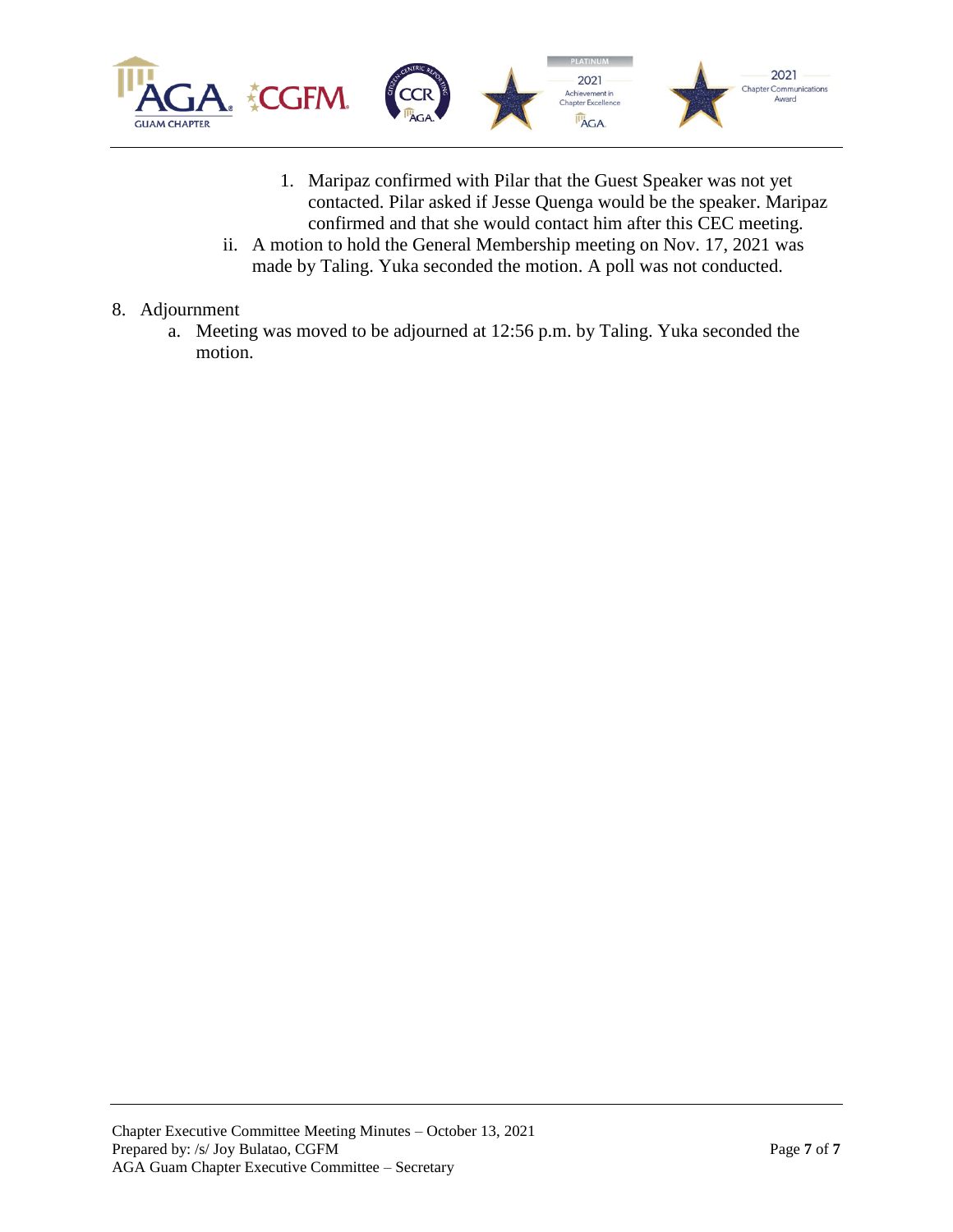1. Maripaz confirmed with Pilar that the Guest Speaker was not yet contacted. Pilar asked if Jesse Quenga would be the speaker. Maripaz confirmed and that she would contact him after this CEC meeting.

ii. A motion to hold the General Membership meeting on Nov. 17, 2021 was made by Taling. Yuka seconded the motion. A poll was not conducted.

8. Adjournment
   a. Meeting was moved to be adjourned at 12:56 p.m. by Taling. Yuka seconded the motion.